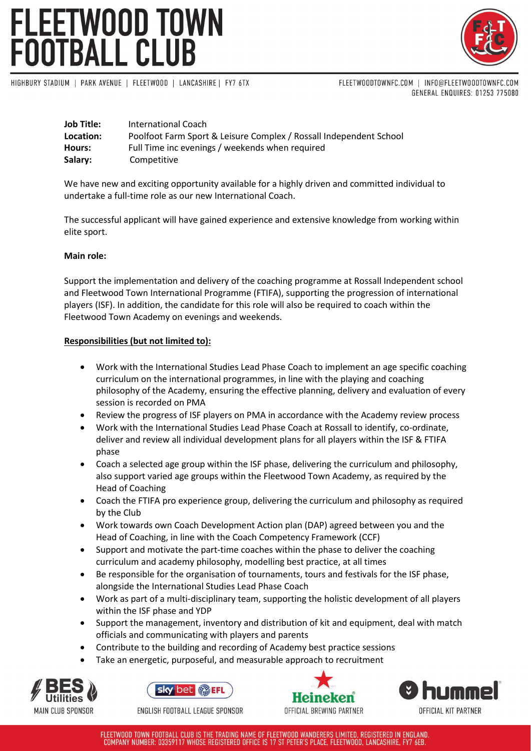**Job Title:** International Coach
**Location:** Poolfoot Farm Sport & Leisure Complex / Rossall Independent School
**Hours:** Full Time inc evenings / weekends when required
**Salary:** Competitive

We have new and exciting opportunity available for a highly driven and committed individual to undertake a full-time role as our new International Coach.

The successful applicant will have gained experience and extensive knowledge from working within elite sport.

**Main role:**

Support the implementation and delivery of the coaching programme at Rossall Independent school and Fleetwood Town International Programme (FTIFA), supporting the progression of international players (ISF). In addition, the candidate for this role will also be required to coach within the Fleetwood Town Academy on evenings and weekends.

**Responsibilities (but not limited to):**

- Work with the International Studies Lead Phase Coach to implement an age specific coaching curriculum on the international programmes, in line with the playing and coaching philosophy of the Academy, ensuring the effective planning, delivery and evaluation of every session is recorded on PMA
- Review the progress of ISF players on PMA in accordance with the Academy review process
- Work with the International Studies Lead Phase Coach at Rossall to identify, co-ordinate, deliver and review all individual development plans for all players within the ISF & FTIFA phase
- Coach a selected age group within the ISF phase, delivering the curriculum and philosophy, also support varied age groups within the Fleetwood Town Academy, as required by the Head of Coaching
- Coach the FTIFA pro experience group, delivering the curriculum and philosophy as required by the Club
- Work towards own Coach Development Action plan (DAP) agreed between you and the Head of Coaching, in line with the Coach Competency Framework (CCF)
- Support and motivate the part-time coaches within the phase to deliver the coaching curriculum and academy philosophy, modelling best practice, at all times
- Be responsible for the organisation of tournaments, tours and festivals for the ISF phase, alongside the International Studies Lead Phase Coach
- Work as part of a multi-disciplinary team, supporting the holistic development of all players within the ISF phase and YDP
- Support the management, inventory and distribution of kit and equipment, deal with match officials and communicating with players and parents
- Contribute to the building and recording of Academy best practice sessions
- Take an energetic, purposeful, and measurable approach to recruitment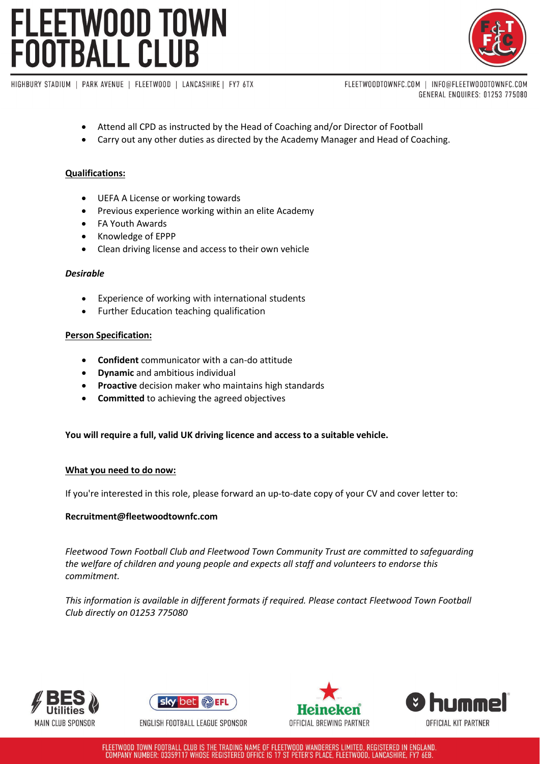- Attend all CPD as instructed by the Head of Coaching and/or Director of Football
- Carry out any other duties as directed by the Academy Manager and Head of Coaching.

**Qualifications:**

- UEFA A License or working towards
- Previous experience working within an elite Academy
- FA Youth Awards
- Knowledge of EPPP
- Clean driving license and access to their own vehicle

***Desirable***

- Experience of working with international students
- Further Education teaching qualification

**Person Specification:**

- **Confident** communicator with a can-do attitude
- **Dynamic** and ambitious individual
- **Proactive** decision maker who maintains high standards
- **Committed** to achieving the agreed objectives

**You will require a full, valid UK driving licence and access to a suitable vehicle.**

**What you need to do now:**

If you're interested in this role, please forward an up-to-date copy of your CV and cover letter to:

**Recruitment@fleetwoodtownfc.com**

*Fleetwood Town Football Club and Fleetwood Town Community Trust are committed to safeguarding the welfare of children and young people and expects all staff and volunteers to endorse this commitment.*

*This information is available in different formats if required. Please contact Fleetwood Town Football Club directly on 01253 775080*

MAIN CLUB SPONSOR

ENGLISH FOOTBALL LEAGUE SPONSOR

OFFICIAL BREWING PARTNER

OFFICIAL KIT PARTNER

FLEETWOOD TOWN FOOTBALL CLUB IS THE TRADING NAME OF FLEETWOOD WANDERERS LIMITED, REGISTERED IN ENGLAND. COMPANY NUMBER: 03359117 WHOSE REGISTERED OFFICE IS 17 ST PETER'S PLACE, FLEETWOOD, LANCASHIRE, FY7 6EB.